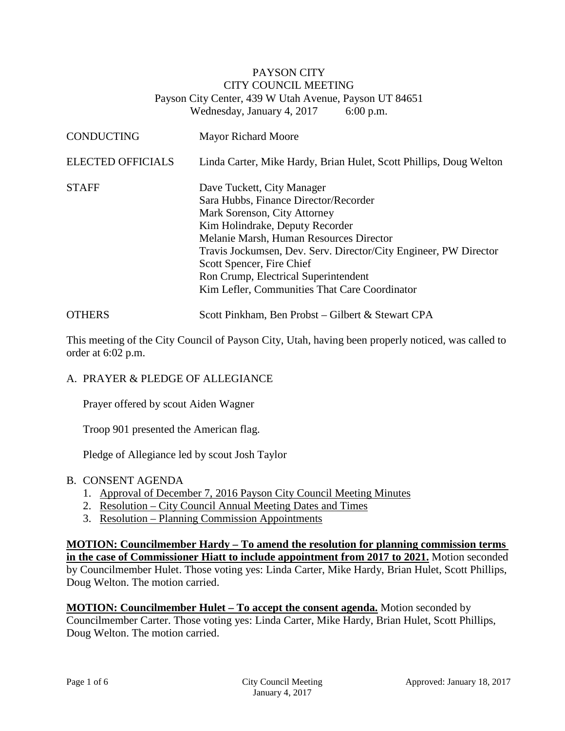# PAYSON CITY
## CITY COUNCIL MEETING

Payson City Center, 439 W Utah Avenue, Payson UT 84651
Wednesday, January 4, 2017 6:00 p.m.

| | |
|---|---|
| CONDUCTING | Mayor Richard Moore |
| ELECTED OFFICIALS | Linda Carter, Mike Hardy, Brian Hulet, Scott Phillips, Doug Welton |
| STAFF | Dave Tuckett, City Manager<br>Sara Hubbs, Finance Director/Recorder<br>Mark Sorenson, City Attorney<br>Kim Holindrake, Deputy Recorder<br>Melanie Marsh, Human Resources Director<br>Travis Jockumsen, Dev. Serv. Director/City Engineer, PW Director<br>Scott Spencer, Fire Chief<br>Ron Crump, Electrical Superintendent<br>Kim Lefler, Communities That Care Coordinator |
| OTHERS | Scott Pinkham, Ben Probst – Gilbert & Stewart CPA |

This meeting of the City Council of Payson City, Utah, having been properly noticed, was called to order at 6:02 p.m.

A. PRAYER & PLEDGE OF ALLEGIANCE

Prayer offered by scout Aiden Wagner

Troop 901 presented the American flag.

Pledge of Allegiance led by scout Josh Taylor

B. CONSENT AGENDA

1. Approval of December 7, 2016 Payson City Council Meeting Minutes
2. Resolution – City Council Annual Meeting Dates and Times
3. Resolution – Planning Commission Appointments

**MOTION: Councilmember Hardy – To amend the resolution for planning commission terms in the case of Commissioner Hiatt to include appointment from 2017 to 2021.** Motion seconded by Councilmember Hulet. Those voting yes: Linda Carter, Mike Hardy, Brian Hulet, Scott Phillips, Doug Welton. The motion carried.

**MOTION: Councilmember Hulet – To accept the consent agenda.** Motion seconded by Councilmember Carter. Those voting yes: Linda Carter, Mike Hardy, Brian Hulet, Scott Phillips, Doug Welton. The motion carried.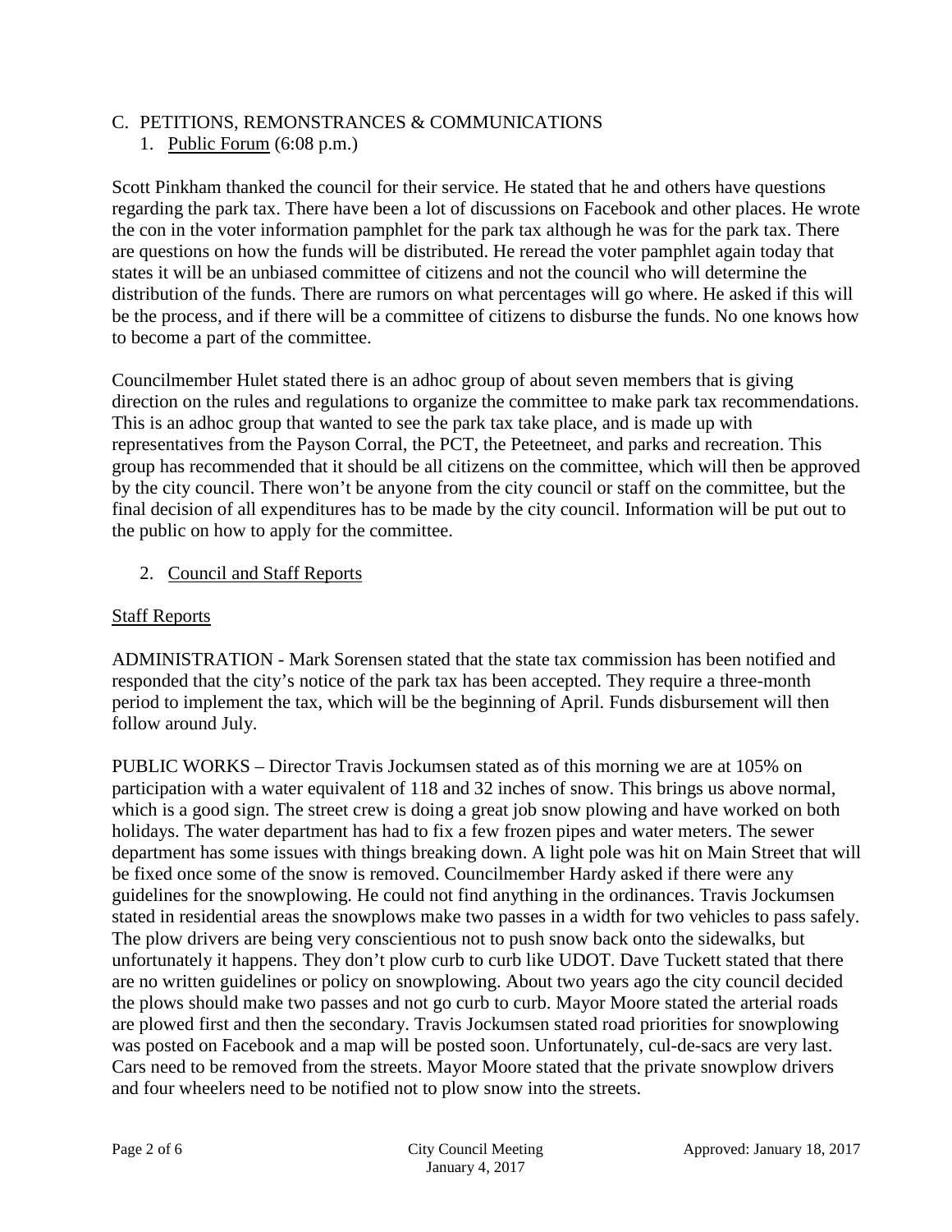C. PETITIONS, REMONSTRANCES & COMMUNICATIONS

1. Public Forum (6:08 p.m.)

Scott Pinkham thanked the council for their service. He stated that he and others have questions regarding the park tax. There have been a lot of discussions on Facebook and other places. He wrote the con in the voter information pamphlet for the park tax although he was for the park tax. There are questions on how the funds will be distributed. He reread the voter pamphlet again today that states it will be an unbiased committee of citizens and not the council who will determine the distribution of the funds. There are rumors on what percentages will go where. He asked if this will be the process, and if there will be a committee of citizens to disburse the funds. No one knows how to become a part of the committee.

Councilmember Hulet stated there is an adhoc group of about seven members that is giving direction on the rules and regulations to organize the committee to make park tax recommendations. This is an adhoc group that wanted to see the park tax take place, and is made up with representatives from the Payson Corral, the PCT, the Peteetneet, and parks and recreation. This group has recommended that it should be all citizens on the committee, which will then be approved by the city council. There won't be anyone from the city council or staff on the committee, but the final decision of all expenditures has to be made by the city council. Information will be put out to the public on how to apply for the committee.

2. Council and Staff Reports

Staff Reports

ADMINISTRATION - Mark Sorensen stated that the state tax commission has been notified and responded that the city's notice of the park tax has been accepted. They require a three-month period to implement the tax, which will be the beginning of April. Funds disbursement will then follow around July.

PUBLIC WORKS – Director Travis Jockumsen stated as of this morning we are at 105% on participation with a water equivalent of 118 and 32 inches of snow. This brings us above normal, which is a good sign. The street crew is doing a great job snow plowing and have worked on both holidays. The water department has had to fix a few frozen pipes and water meters. The sewer department has some issues with things breaking down. A light pole was hit on Main Street that will be fixed once some of the snow is removed. Councilmember Hardy asked if there were any guidelines for the snowplowing. He could not find anything in the ordinances. Travis Jockumsen stated in residential areas the snowplows make two passes in a width for two vehicles to pass safely. The plow drivers are being very conscientious not to push snow back onto the sidewalks, but unfortunately it happens. They don't plow curb to curb like UDOT. Dave Tuckett stated that there are no written guidelines or policy on snowplowing. About two years ago the city council decided the plows should make two passes and not go curb to curb. Mayor Moore stated the arterial roads are plowed first and then the secondary. Travis Jockumsen stated road priorities for snowplowing was posted on Facebook and a map will be posted soon. Unfortunately, cul-de-sacs are very last. Cars need to be removed from the streets. Mayor Moore stated that the private snowplow drivers and four wheelers need to be notified not to plow snow into the streets.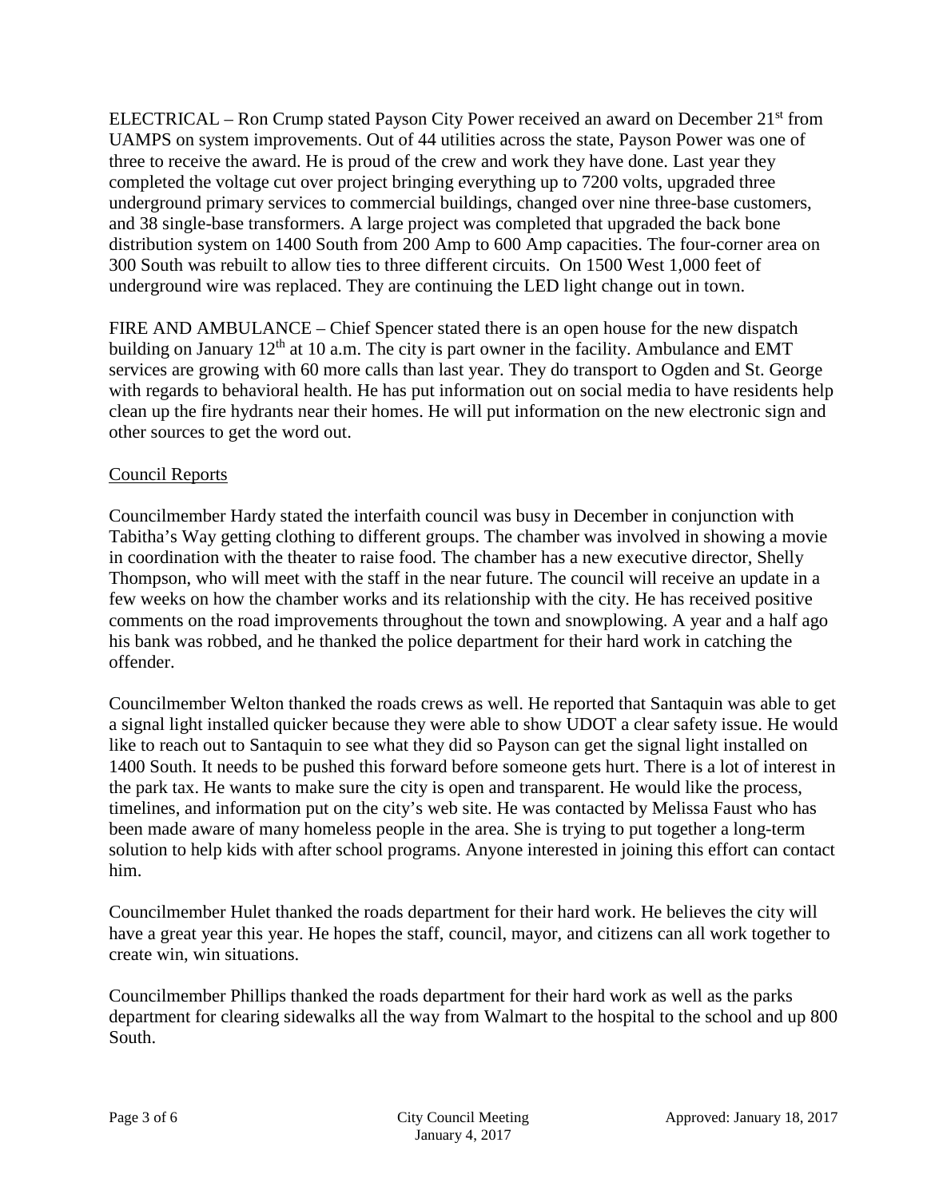ELECTRICAL – Ron Crump stated Payson City Power received an award on December 21st from UAMPS on system improvements. Out of 44 utilities across the state, Payson Power was one of three to receive the award. He is proud of the crew and work they have done. Last year they completed the voltage cut over project bringing everything up to 7200 volts, upgraded three underground primary services to commercial buildings, changed over nine three-base customers, and 38 single-base transformers. A large project was completed that upgraded the back bone distribution system on 1400 South from 200 Amp to 600 Amp capacities. The four-corner area on 300 South was rebuilt to allow ties to three different circuits. On 1500 West 1,000 feet of underground wire was replaced. They are continuing the LED light change out in town.

FIRE AND AMBULANCE – Chief Spencer stated there is an open house for the new dispatch building on January 12th at 10 a.m. The city is part owner in the facility. Ambulance and EMT services are growing with 60 more calls than last year. They do transport to Ogden and St. George with regards to behavioral health. He has put information out on social media to have residents help clean up the fire hydrants near their homes. He will put information on the new electronic sign and other sources to get the word out.

Council Reports

Councilmember Hardy stated the interfaith council was busy in December in conjunction with Tabitha's Way getting clothing to different groups. The chamber was involved in showing a movie in coordination with the theater to raise food. The chamber has a new executive director, Shelly Thompson, who will meet with the staff in the near future. The council will receive an update in a few weeks on how the chamber works and its relationship with the city. He has received positive comments on the road improvements throughout the town and snowplowing. A year and a half ago his bank was robbed, and he thanked the police department for their hard work in catching the offender.

Councilmember Welton thanked the roads crews as well. He reported that Santaquin was able to get a signal light installed quicker because they were able to show UDOT a clear safety issue. He would like to reach out to Santaquin to see what they did so Payson can get the signal light installed on 1400 South. It needs to be pushed this forward before someone gets hurt. There is a lot of interest in the park tax. He wants to make sure the city is open and transparent. He would like the process, timelines, and information put on the city's web site. He was contacted by Melissa Faust who has been made aware of many homeless people in the area. She is trying to put together a long-term solution to help kids with after school programs. Anyone interested in joining this effort can contact him.

Councilmember Hulet thanked the roads department for their hard work. He believes the city will have a great year this year. He hopes the staff, council, mayor, and citizens can all work together to create win, win situations.

Councilmember Phillips thanked the roads department for their hard work as well as the parks department for clearing sidewalks all the way from Walmart to the hospital to the school and up 800 South.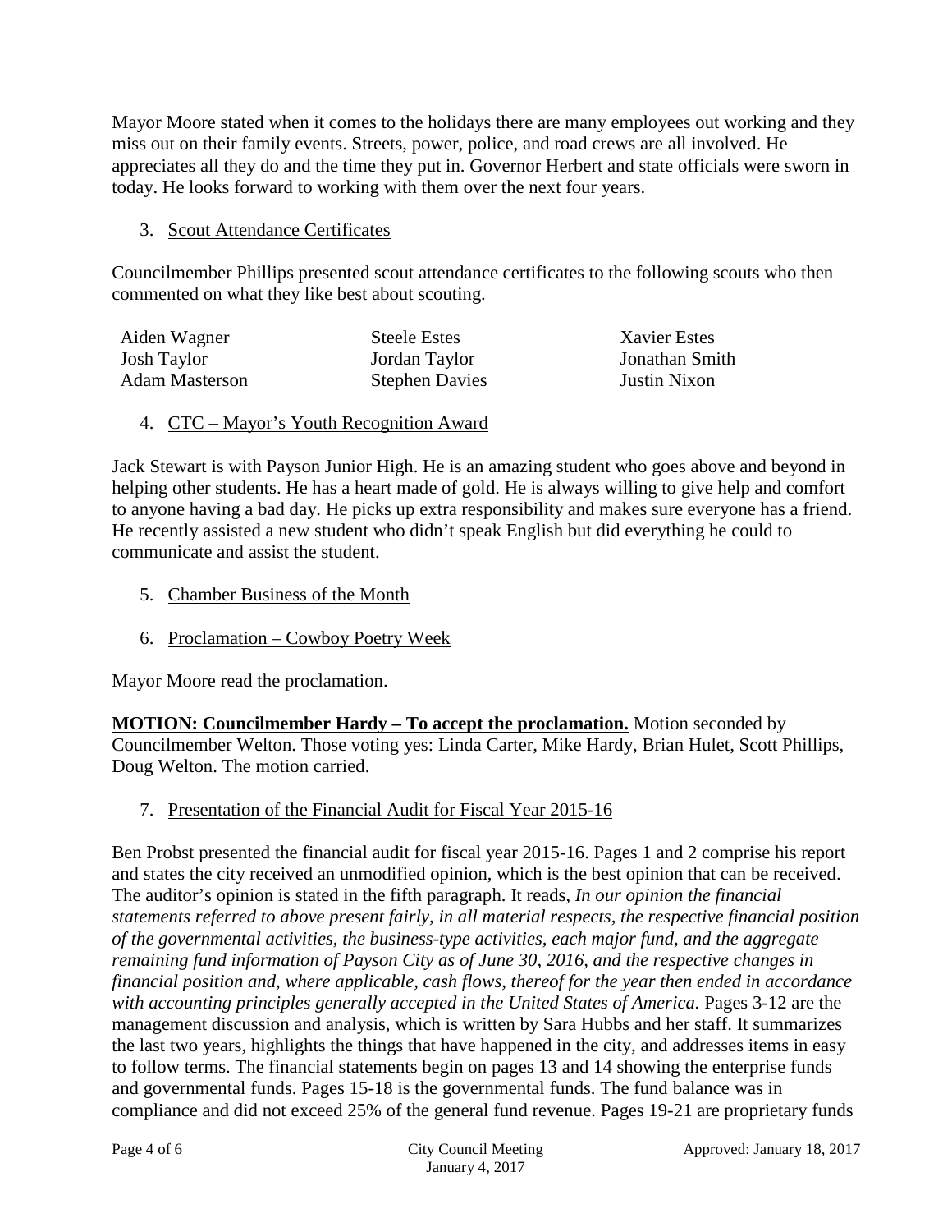Mayor Moore stated when it comes to the holidays there are many employees out working and they miss out on their family events. Streets, power, police, and road crews are all involved. He appreciates all they do and the time they put in. Governor Herbert and state officials were sworn in today. He looks forward to working with them over the next four years.

3. Scout Attendance Certificates

Councilmember Phillips presented scout attendance certificates to the following scouts who then commented on what they like best about scouting.

| | | |
|---|---|---|
| Aiden Wagner | Steele Estes | Xavier Estes |
| Josh Taylor | Jordan Taylor | Jonathan Smith |
| Adam Masterson | Stephen Davies | Justin Nixon |

4. CTC – Mayor's Youth Recognition Award

Jack Stewart is with Payson Junior High. He is an amazing student who goes above and beyond in helping other students. He has a heart made of gold. He is always willing to give help and comfort to anyone having a bad day. He picks up extra responsibility and makes sure everyone has a friend. He recently assisted a new student who didn't speak English but did everything he could to communicate and assist the student.

5. Chamber Business of the Month

6. Proclamation – Cowboy Poetry Week

Mayor Moore read the proclamation.

**MOTION: Councilmember Hardy – To accept the proclamation.** Motion seconded by Councilmember Welton. Those voting yes: Linda Carter, Mike Hardy, Brian Hulet, Scott Phillips, Doug Welton. The motion carried.

7. Presentation of the Financial Audit for Fiscal Year 2015-16

Ben Probst presented the financial audit for fiscal year 2015-16. Pages 1 and 2 comprise his report and states the city received an unmodified opinion, which is the best opinion that can be received. The auditor's opinion is stated in the fifth paragraph. It reads, *In our opinion the financial statements referred to above present fairly, in all material respects, the respective financial position of the governmental activities, the business-type activities, each major fund, and the aggregate remaining fund information of Payson City as of June 30, 2016, and the respective changes in financial position and, where applicable, cash flows, thereof for the year then ended in accordance with accounting principles generally accepted in the United States of America.* Pages 3-12 are the management discussion and analysis, which is written by Sara Hubbs and her staff. It summarizes the last two years, highlights the things that have happened in the city, and addresses items in easy to follow terms. The financial statements begin on pages 13 and 14 showing the enterprise funds and governmental funds. Pages 15-18 is the governmental funds. The fund balance was in compliance and did not exceed 25% of the general fund revenue. Pages 19-21 are proprietary funds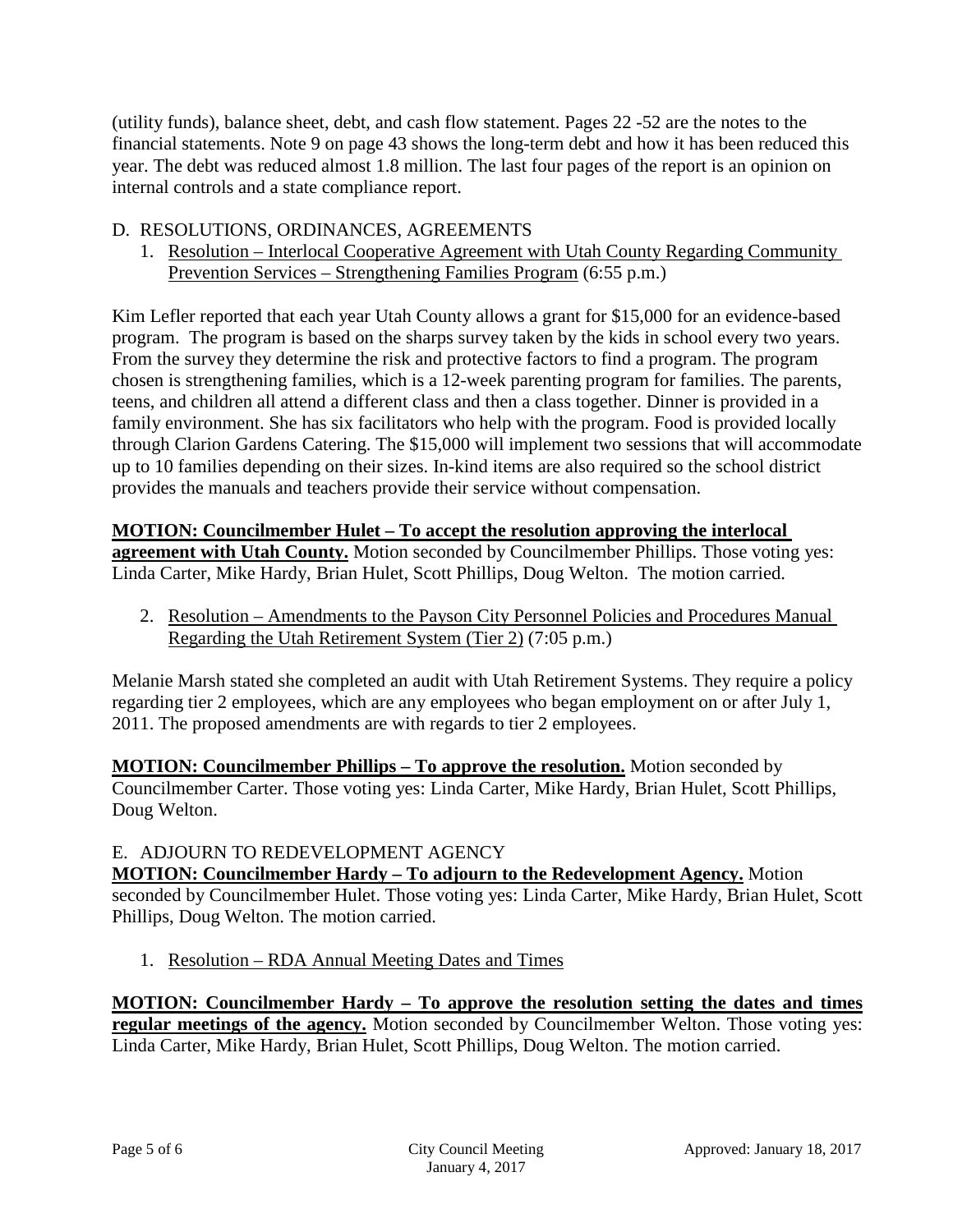(utility funds), balance sheet, debt, and cash flow statement. Pages 22 -52 are the notes to the financial statements. Note 9 on page 43 shows the long-term debt and how it has been reduced this year. The debt was reduced almost 1.8 million. The last four pages of the report is an opinion on internal controls and a state compliance report.

D. RESOLUTIONS, ORDINANCES, AGREEMENTS

1. Resolution – Interlocal Cooperative Agreement with Utah County Regarding Community Prevention Services – Strengthening Families Program (6:55 p.m.)

Kim Lefler reported that each year Utah County allows a grant for $15,000 for an evidence-based program. The program is based on the sharps survey taken by the kids in school every two years. From the survey they determine the risk and protective factors to find a program. The program chosen is strengthening families, which is a 12-week parenting program for families. The parents, teens, and children all attend a different class and then a class together. Dinner is provided in a family environment. She has six facilitators who help with the program. Food is provided locally through Clarion Gardens Catering. The $15,000 will implement two sessions that will accommodate up to 10 families depending on their sizes. In-kind items are also required so the school district provides the manuals and teachers provide their service without compensation.

**MOTION: Councilmember Hulet – To accept the resolution approving the interlocal agreement with Utah County.** Motion seconded by Councilmember Phillips. Those voting yes: Linda Carter, Mike Hardy, Brian Hulet, Scott Phillips, Doug Welton. The motion carried.

2. Resolution – Amendments to the Payson City Personnel Policies and Procedures Manual Regarding the Utah Retirement System (Tier 2) (7:05 p.m.)

Melanie Marsh stated she completed an audit with Utah Retirement Systems. They require a policy regarding tier 2 employees, which are any employees who began employment on or after July 1, 2011. The proposed amendments are with regards to tier 2 employees.

**MOTION: Councilmember Phillips – To approve the resolution.** Motion seconded by Councilmember Carter. Those voting yes: Linda Carter, Mike Hardy, Brian Hulet, Scott Phillips, Doug Welton.

E. ADJOURN TO REDEVELOPMENT AGENCY

**MOTION: Councilmember Hardy – To adjourn to the Redevelopment Agency.** Motion seconded by Councilmember Hulet. Those voting yes: Linda Carter, Mike Hardy, Brian Hulet, Scott Phillips, Doug Welton. The motion carried.

1. Resolution – RDA Annual Meeting Dates and Times

**MOTION: Councilmember Hardy – To approve the resolution setting the dates and times regular meetings of the agency.** Motion seconded by Councilmember Welton. Those voting yes: Linda Carter, Mike Hardy, Brian Hulet, Scott Phillips, Doug Welton. The motion carried.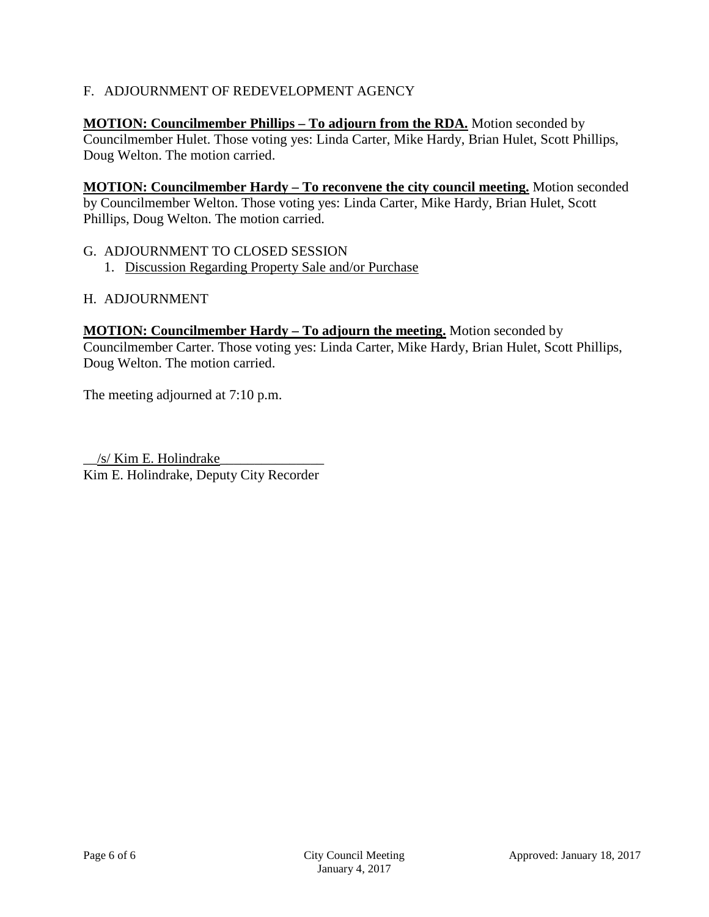F. ADJOURNMENT OF REDEVELOPMENT AGENCY

**MOTION: Councilmember Phillips – To adjourn from the RDA.** Motion seconded by Councilmember Hulet. Those voting yes: Linda Carter, Mike Hardy, Brian Hulet, Scott Phillips, Doug Welton. The motion carried.

**MOTION: Councilmember Hardy – To reconvene the city council meeting.** Motion seconded by Councilmember Welton. Those voting yes: Linda Carter, Mike Hardy, Brian Hulet, Scott Phillips, Doug Welton. The motion carried.

G. ADJOURNMENT TO CLOSED SESSION

1. Discussion Regarding Property Sale and/or Purchase

H. ADJOURNMENT

**MOTION: Councilmember Hardy – To adjourn the meeting.** Motion seconded by Councilmember Carter. Those voting yes: Linda Carter, Mike Hardy, Brian Hulet, Scott Phillips, Doug Welton. The motion carried.

The meeting adjourned at 7:10 p.m.

/s/ Kim E. Holindrake
Kim E. Holindrake, Deputy City Recorder